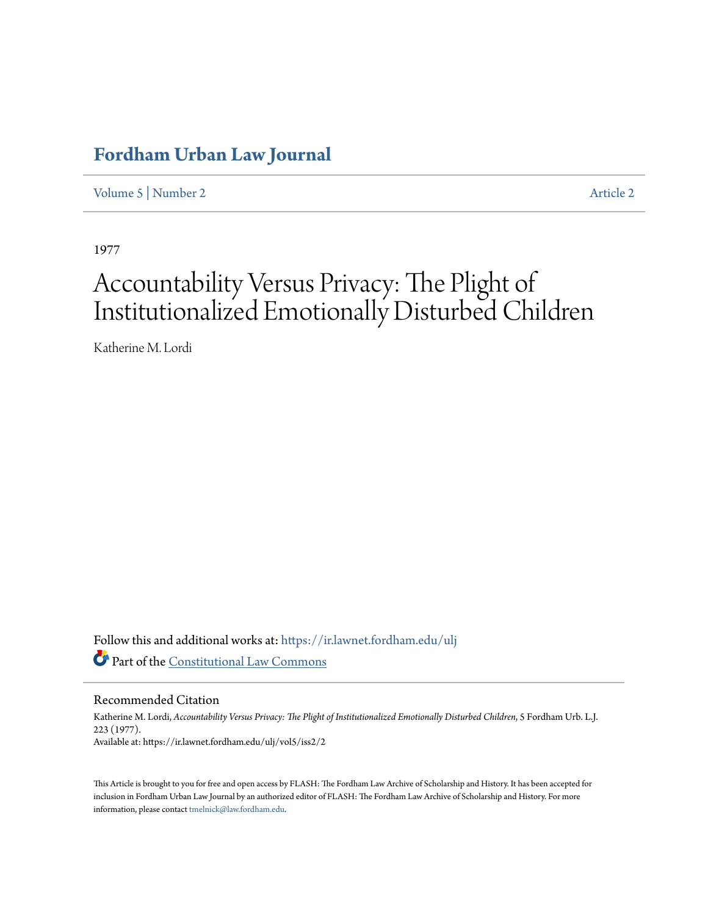# Fordham Urban Law Journal

Volume 5 | Number 2 | Article 2

1977

# Accountability Versus Privacy: The Plight of Institutionalized Emotionally Disturbed Children

Katherine M. Lordi

Follow this and additional works at: https://ir.lawnet.fordham.edu/ulj

Part of the Constitutional Law Commons

## Recommended Citation

Katherine M. Lordi, *Accountability Versus Privacy: The Plight of Institutionalized Emotionally Disturbed Children*, 5 Fordham Urb. L.J. 223 (1977).
Available at: https://ir.lawnet.fordham.edu/ulj/vol5/iss2/2

This Article is brought to you for free and open access by FLASH: The Fordham Law Archive of Scholarship and History. It has been accepted for inclusion in Fordham Urban Law Journal by an authorized editor of FLASH: The Fordham Law Archive of Scholarship and History. For more information, please contact tmelnick@law.fordham.edu.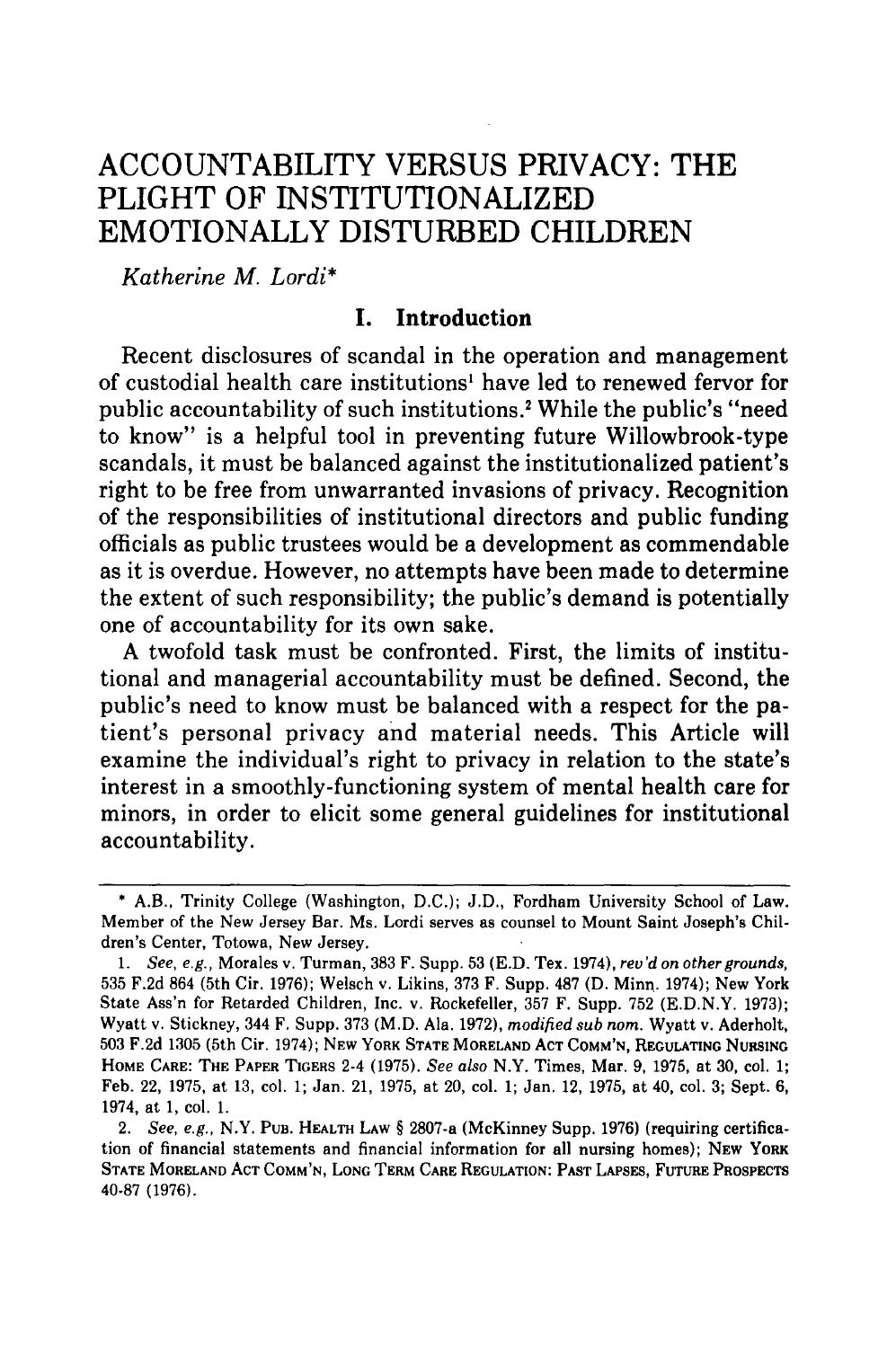# ACCOUNTABILITY VERSUS PRIVACY: THE PLIGHT OF INSTITUTIONALIZED EMOTIONALLY DISTURBED CHILDREN

*Katherine M. Lordi**

## I. Introduction

Recent disclosures of scandal in the operation and management of custodial health care institutions[1] have led to renewed fervor for public accountability of such institutions.[2] While the public's "need to know" is a helpful tool in preventing future Willowbrook-type scandals, it must be balanced against the institutionalized patient's right to be free from unwarranted invasions of privacy. Recognition of the responsibilities of institutional directors and public funding officials as public trustees would be a development as commendable as it is overdue. However, no attempts have been made to determine the extent of such responsibility; the public's demand is potentially one of accountability for its own sake.

A twofold task must be confronted. First, the limits of institutional and managerial accountability must be defined. Second, the public's need to know must be balanced with a respect for the patient's personal privacy and material needs. This Article will examine the individual's right to privacy in relation to the state's interest in a smoothly-functioning system of mental health care for minors, in order to elicit some general guidelines for institutional accountability.

---

\* A.B., Trinity College (Washington, D.C.); J.D., Fordham University School of Law. Member of the New Jersey Bar. Ms. Lordi serves as counsel to Mount Saint Joseph's Children's Center, Totowa, New Jersey.

1. *See, e.g.*, Morales v. Turman, 383 F. Supp. 53 (E.D. Tex. 1974), *rev'd on other grounds*, 535 F.2d 864 (5th Cir. 1976); Welsch v. Likins, 373 F. Supp. 487 (D. Minn. 1974); New York State Ass'n for Retarded Children, Inc. v. Rockefeller, 357 F. Supp. 752 (E.D.N.Y. 1973); Wyatt v. Stickney, 344 F. Supp. 373 (M.D. Ala. 1972), *modified sub nom.* Wyatt v. Aderholt, 503 F.2d 1305 (5th Cir. 1974); NEW YORK STATE MORELAND ACT COMM'N, REGULATING NURSING HOME CARE: THE PAPER TIGERS 2-4 (1975). *See also* N.Y. Times, Mar. 9, 1975, at 30, col. 1; Feb. 22, 1975, at 13, col. 1; Jan. 21, 1975, at 20, col. 1; Jan. 12, 1975, at 40, col. 3; Sept. 6, 1974, at 1, col. 1.

2. *See, e.g.*, N.Y. PUB. HEALTH LAW § 2807-a (McKinney Supp. 1976) (requiring certification of financial statements and financial information for all nursing homes); NEW YORK STATE MORELAND ACT COMM'N, LONG TERM CARE REGULATION: PAST LAPSES, FUTURE PROSPECTS 40-87 (1976).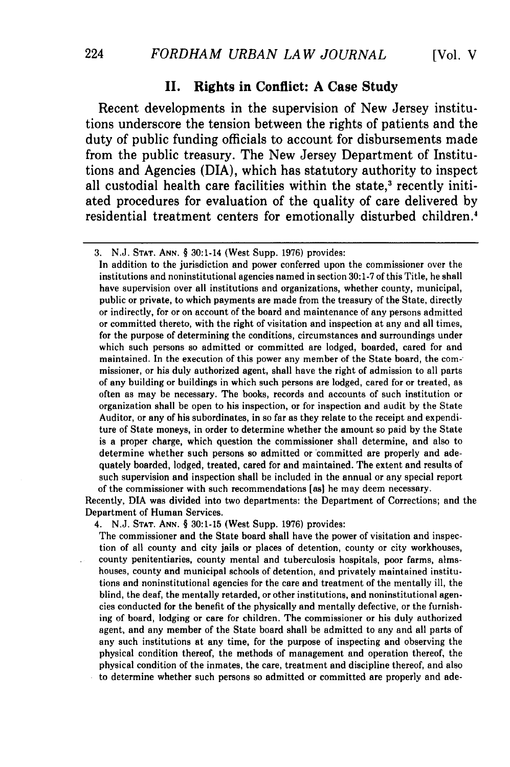## II. Rights in Conflict: A Case Study

Recent developments in the supervision of New Jersey institutions underscore the tension between the rights of patients and the duty of public funding officials to account for disbursements made from the public treasury. The New Jersey Department of Institutions and Agencies (DIA), which has statutory authority to inspect all custodial health care facilities within the state,[3] recently initiated procedures for evaluation of the quality of care delivered by residential treatment centers for emotionally disturbed children.[4]

---

3. N.J. STAT. ANN. § 30:1-14 (West Supp. 1976) provides:

In addition to the jurisdiction and power conferred upon the commissioner over the institutions and noninstitutional agencies named in section 30:1-7 of this Title, he shall have supervision over all institutions and organizations, whether county, municipal, public or private, to which payments are made from the treasury of the State, directly or indirectly, for or on account of the board and maintenance of any persons admitted or committed thereto, with the right of visitation and inspection at any and all times, for the purpose of determining the conditions, circumstances and surroundings under which such persons so admitted or committed are lodged, boarded, cared for and maintained. In the execution of this power any member of the State board, the commissioner, or his duly authorized agent, shall have the right of admission to all parts of any building or buildings in which such persons are lodged, cared for or treated, as often as may be necessary. The books, records and accounts of such institution or organization shall be open to his inspection, or for inspection and audit by the State Auditor, or any of his subordinates, in so far as they relate to the receipt and expenditure of State moneys, in order to determine whether the amount so paid by the State is a proper charge, which question the commissioner shall determine, and also to determine whether such persons so admitted or committed are properly and adequately boarded, lodged, treated, cared for and maintained. The extent and results of such supervision and inspection shall be included in the annual or any special report of the commissioner with such recommendations [as] he may deem necessary.

Recently, DIA was divided into two departments: the Department of Corrections; and the Department of Human Services.

4. N.J. STAT. ANN. § 30:1-15 (West Supp. 1976) provides:

The commissioner and the State board shall have the power of visitation and inspection of all county and city jails or places of detention, county or city workhouses, county penitentiaries, county mental and tuberculosis hospitals, poor farms, almshouses, county and municipal schools of detention, and privately maintained institutions and noninstitutional agencies for the care and treatment of the mentally ill, the blind, the deaf, the mentally retarded, or other institutions, and noninstitutional agencies conducted for the benefit of the physically and mentally defective, or the furnishing of board, lodging or care for children. The commissioner or his duly authorized agent, and any member of the State board shall be admitted to any and all parts of any such institutions at any time, for the purpose of inspecting and observing the physical condition thereof, the methods of management and operation thereof, the physical condition of the inmates, the care, treatment and discipline thereof, and also to determine whether such persons so admitted or committed are properly and ade-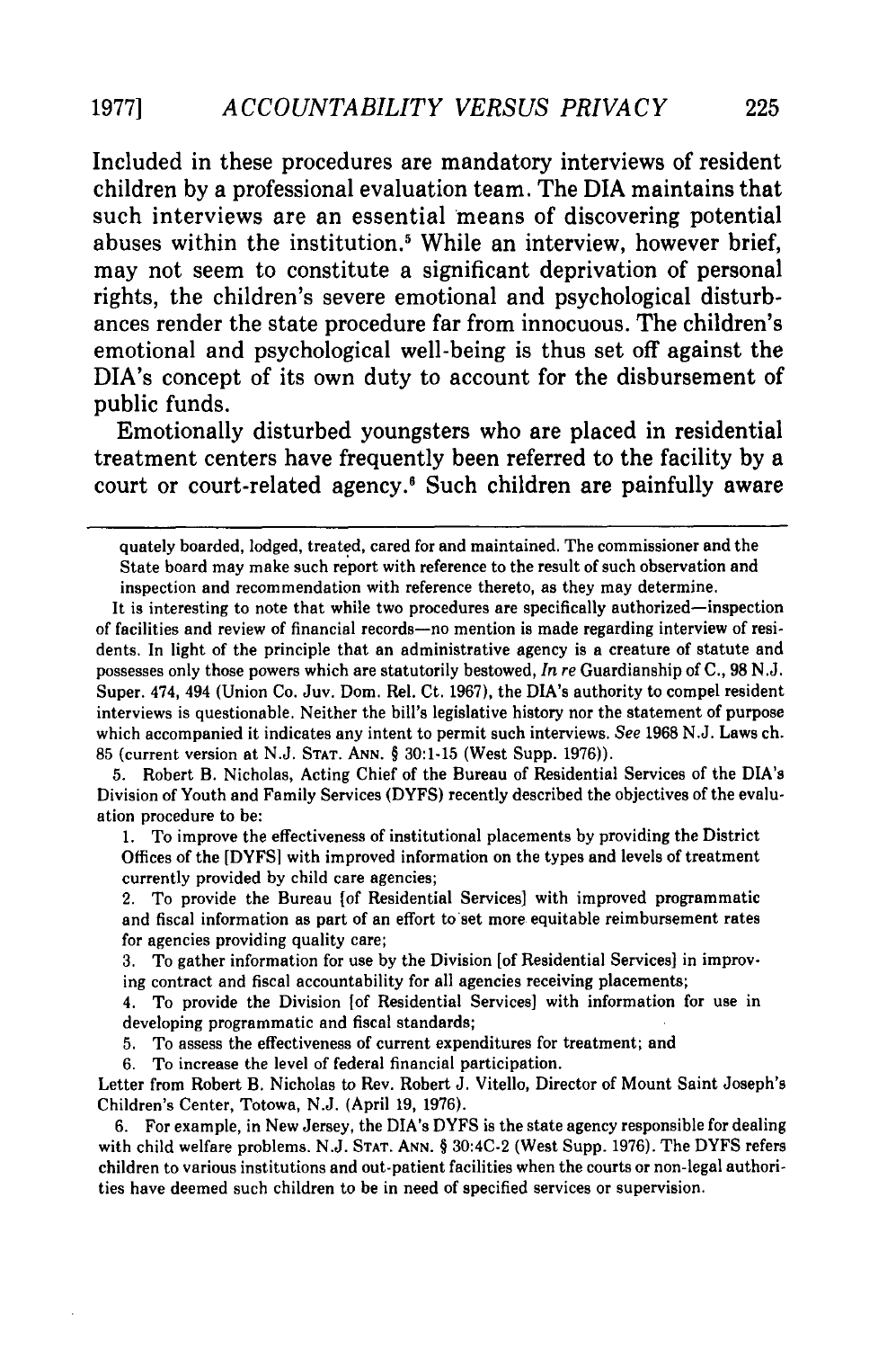Included in these procedures are mandatory interviews of resident children by a professional evaluation team. The DIA maintains that such interviews are an essential means of discovering potential abuses within the institution.[5] While an interview, however brief, may not seem to constitute a significant deprivation of personal rights, the children's severe emotional and psychological disturbances render the state procedure far from innocuous. The children's emotional and psychological well-being is thus set off against the DIA's concept of its own duty to account for the disbursement of public funds.

Emotionally disturbed youngsters who are placed in residential treatment centers have frequently been referred to the facility by a court or court-related agency.[6] Such children are painfully aware

---

quately boarded, lodged, treated, cared for and maintained. The commissioner and the State board may make such report with reference to the result of such observation and inspection and recommendation with reference thereto, as they may determine.

It is interesting to note that while two procedures are specifically authorized—inspection of facilities and review of financial records—no mention is made regarding interview of residents. In light of the principle that an administrative agency is a creature of statute and possesses only those powers which are statutorily bestowed, *In re* Guardianship of C., 98 N.J. Super. 474, 494 (Union Co. Juv. Dom. Rel. Ct. 1967), the DIA's authority to compel resident interviews is questionable. Neither the bill's legislative history nor the statement of purpose which accompanied it indicates any intent to permit such interviews. *See* 1968 N.J. Laws ch. 85 (current version at N.J. STAT. ANN. § 30:1-15 (West Supp. 1976)).

5. Robert B. Nicholas, Acting Chief of the Bureau of Residential Services of the DIA's Division of Youth and Family Services (DYFS) recently described the objectives of the evaluation procedure to be:

> 1. To improve the effectiveness of institutional placements by providing the District Offices of the [DYFS] with improved information on the types and levels of treatment currently provided by child care agencies;
>
> 2. To provide the Bureau [of Residential Services] with improved programmatic and fiscal information as part of an effort to set more equitable reimbursement rates for agencies providing quality care;
>
> 3. To gather information for use by the Division [of Residential Services] in improving contract and fiscal accountability for all agencies receiving placements;
>
> 4. To provide the Division [of Residential Services] with information for use in developing programmatic and fiscal standards;
>
> 5. To assess the effectiveness of current expenditures for treatment; and
>
> 6. To increase the level of federal financial participation.

Letter from Robert B. Nicholas to Rev. Robert J. Vitello, Director of Mount Saint Joseph's Children's Center, Totowa, N.J. (April 19, 1976).

6. For example, in New Jersey, the DIA's DYFS is the state agency responsible for dealing with child welfare problems. N.J. STAT. ANN. § 30:4C-2 (West Supp. 1976). The DYFS refers children to various institutions and out-patient facilities when the courts or non-legal authorities have deemed such children to be in need of specified services or supervision.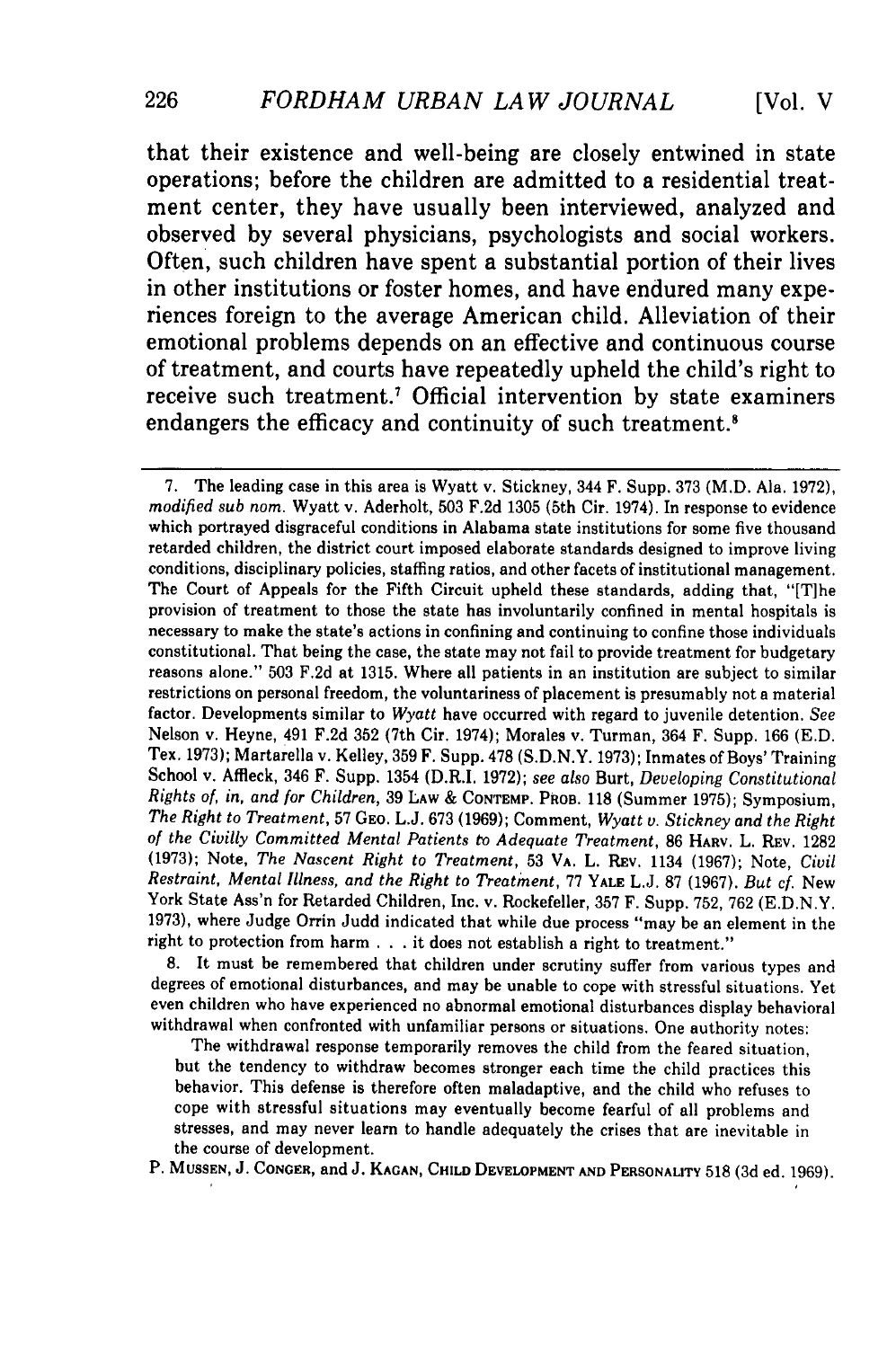that their existence and well-being are closely entwined in state operations; before the children are admitted to a residential treatment center, they have usually been interviewed, analyzed and observed by several physicians, psychologists and social workers. Often, such children have spent a substantial portion of their lives in other institutions or foster homes, and have endured many experiences foreign to the average American child. Alleviation of their emotional problems depends on an effective and continuous course of treatment, and courts have repeatedly upheld the child's right to receive such treatment.[7] Official intervention by state examiners endangers the efficacy and continuity of such treatment.[8]

---

7. The leading case in this area is Wyatt v. Stickney, 344 F. Supp. 373 (M.D. Ala. 1972), *modified sub nom.* Wyatt v. Aderholt, 503 F.2d 1305 (5th Cir. 1974). In response to evidence which portrayed disgraceful conditions in Alabama state institutions for some five thousand retarded children, the district court imposed elaborate standards designed to improve living conditions, disciplinary policies, staffing ratios, and other facets of institutional management. The Court of Appeals for the Fifth Circuit upheld these standards, adding that, "[T]he provision of treatment to those the state has involuntarily confined in mental hospitals is necessary to make the state's actions in confining and continuing to confine those individuals constitutional. That being the case, the state may not fail to provide treatment for budgetary reasons alone." 503 F.2d at 1315. Where all patients in an institution are subject to similar restrictions on personal freedom, the voluntariness of placement is presumably not a material factor. Developments similar to *Wyatt* have occurred with regard to juvenile detention. *See* Nelson v. Heyne, 491 F.2d 352 (7th Cir. 1974); Morales v. Turman, 364 F. Supp. 166 (E.D. Tex. 1973); Martarella v. Kelley, 359 F. Supp. 478 (S.D.N.Y. 1973); Inmates of Boys' Training School v. Affleck, 346 F. Supp. 1354 (D.R.I. 1972); *see also* Burt, *Developing Constitutional Rights of, in, and for Children*, 39 LAW & CONTEMP. PROB. 118 (Summer 1975); Symposium, *The Right to Treatment*, 57 GEO. L.J. 673 (1969); Comment, *Wyatt v. Stickney and the Right of the Civilly Committed Mental Patients to Adequate Treatment*, 86 HARV. L. REV. 1282 (1973); Note, *The Nascent Right to Treatment*, 53 VA. L. REV. 1134 (1967); Note, *Civil Restraint, Mental Illness, and the Right to Treatment*, 77 YALE L.J. 87 (1967). *But cf.* New York State Ass'n for Retarded Children, Inc. v. Rockefeller, 357 F. Supp. 752, 762 (E.D.N.Y. 1973), where Judge Orrin Judd indicated that while due process "may be an element in the right to protection from harm . . . it does not establish a right to treatment."

8. It must be remembered that children under scrutiny suffer from various types and degrees of emotional disturbances, and may be unable to cope with stressful situations. Yet even children who have experienced no abnormal emotional disturbances display behavioral withdrawal when confronted with unfamiliar persons or situations. One authority notes:

> The withdrawal response temporarily removes the child from the feared situation, but the tendency to withdraw becomes stronger each time the child practices this behavior. This defense is therefore often maladaptive, and the child who refuses to cope with stressful situations may eventually become fearful of all problems and stresses, and may never learn to handle adequately the crises that are inevitable in the course of development.

P. MUSSEN, J. CONGER, and J. KAGAN, CHILD DEVELOPMENT AND PERSONALITY 518 (3d ed. 1969).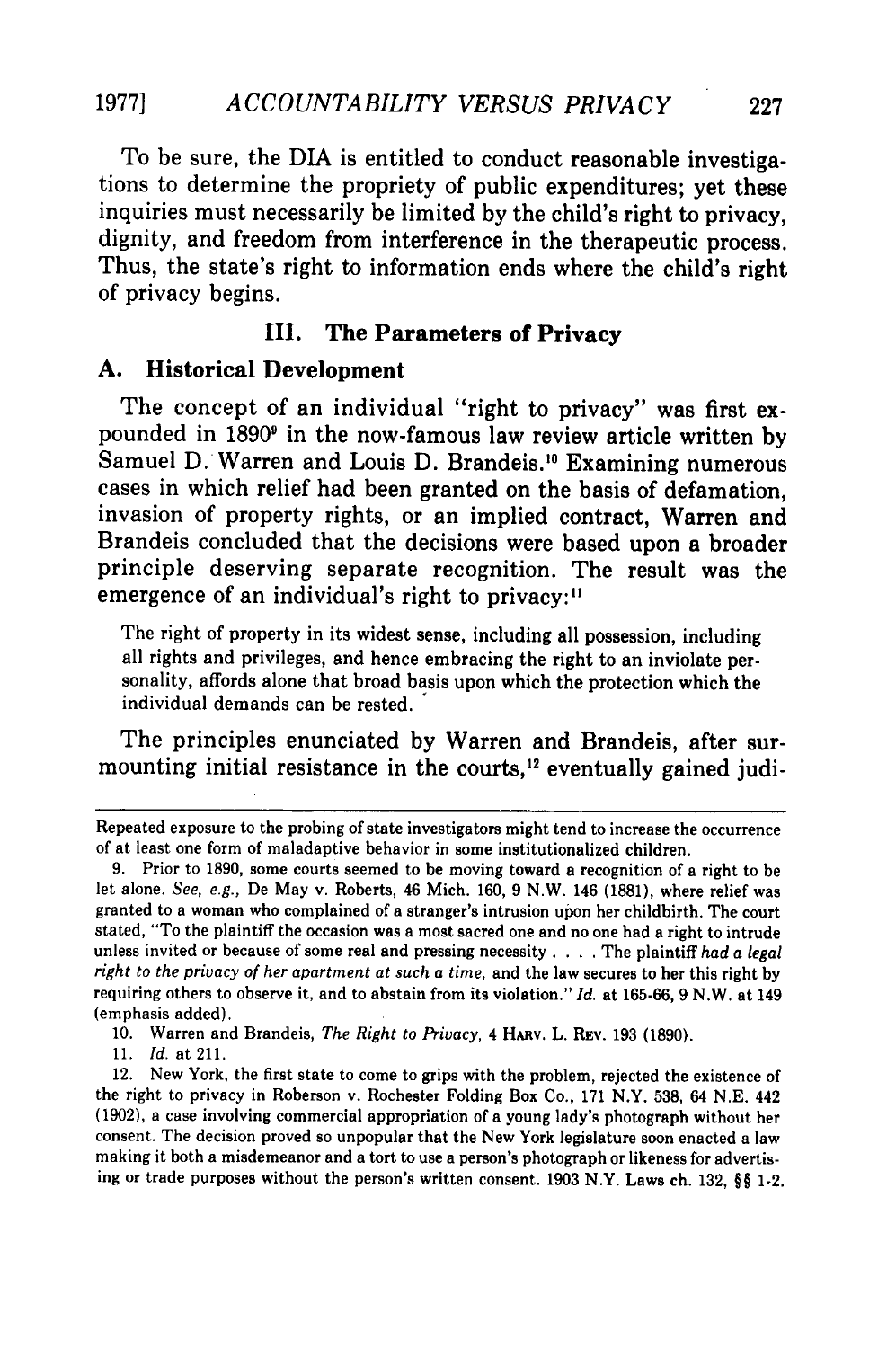To be sure, the DIA is entitled to conduct reasonable investigations to determine the propriety of public expenditures; yet these inquiries must necessarily be limited by the child's right to privacy, dignity, and freedom from interference in the therapeutic process. Thus, the state's right to information ends where the child's right of privacy begins.

### III. The Parameters of Privacy

#### A. Historical Development

The concept of an individual "right to privacy" was first expounded in 1890[9] in the now-famous law review article written by Samuel D. Warren and Louis D. Brandeis.[10] Examining numerous cases in which relief had been granted on the basis of defamation, invasion of property rights, or an implied contract, Warren and Brandeis concluded that the decisions were based upon a broader principle deserving separate recognition. The result was the emergence of an individual's right to privacy:[11]

> The right of property in its widest sense, including all possession, including all rights and privileges, and hence embracing the right to an inviolate personality, affords alone that broad basis upon which the protection which the individual demands can be rested.

The principles enunciated by Warren and Brandeis, after surmounting initial resistance in the courts,[12] eventually gained judi-

---

Repeated exposure to the probing of state investigators might tend to increase the occurrence of at least one form of maladaptive behavior in some institutionalized children.

9. Prior to 1890, some courts seemed to be moving toward a recognition of a right to be let alone. *See, e.g.*, De May v. Roberts, 46 Mich. 160, 9 N.W. 146 (1881), where relief was granted to a woman who complained of a stranger's intrusion upon her childbirth. The court stated, "To the plaintiff the occasion was a most sacred one and no one had a right to intrude unless invited or because of some real and pressing necessity . . . . The plaintiff *had a legal right to the privacy of her apartment at such a time*, and the law secures to her this right by requiring others to observe it, and to abstain from its violation." *Id.* at 165-66, 9 N.W. at 149 (emphasis added).

10. Warren and Brandeis, *The Right to Privacy*, 4 HARV. L. REV. 193 (1890).

11. *Id.* at 211.

12. New York, the first state to come to grips with the problem, rejected the existence of the right to privacy in Roberson v. Rochester Folding Box Co., 171 N.Y. 538, 64 N.E. 442 (1902), a case involving commercial appropriation of a young lady's photograph without her consent. The decision proved so unpopular that the New York legislature soon enacted a law making it both a misdemeanor and a tort to use a person's photograph or likeness for advertising or trade purposes without the person's written consent. 1903 N.Y. Laws ch. 132, §§ 1-2.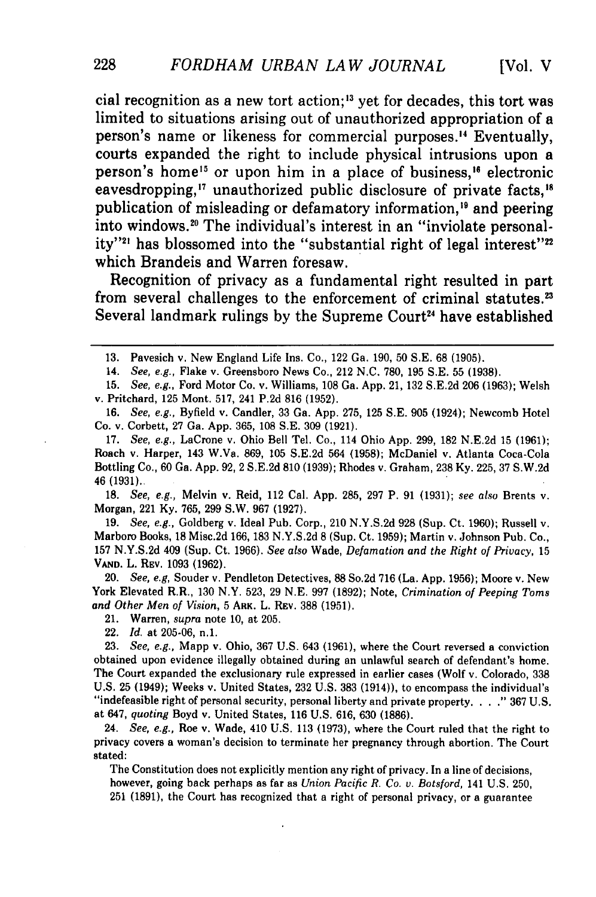cial recognition as a new tort action;[13] yet for decades, this tort was limited to situations arising out of unauthorized appropriation of a person's name or likeness for commercial purposes.[14] Eventually, courts expanded the right to include physical intrusions upon a person's home[15] or upon him in a place of business,[16] electronic eavesdropping,[17] unauthorized public disclosure of private facts,[18] publication of misleading or defamatory information,[19] and peering into windows.[20] The individual's interest in an "inviolate personality"[21] has blossomed into the "substantial right of legal interest"[22] which Brandeis and Warren foresaw.

Recognition of privacy as a fundamental right resulted in part from several challenges to the enforcement of criminal statutes.[23] Several landmark rulings by the Supreme Court[24] have established

---

13. Pavesich v. New England Life Ins. Co., 122 Ga. 190, 50 S.E. 68 (1905).

14. *See, e.g.*, Flake v. Greensboro News Co., 212 N.C. 780, 195 S.E. 55 (1938).

15. *See, e.g.*, Ford Motor Co. v. Williams, 108 Ga. App. 21, 132 S.E.2d 206 (1963); Welsh v. Pritchard, 125 Mont. 517, 241 P.2d 816 (1952).

16. *See, e.g.*, Byfield v. Candler, 33 Ga. App. 275, 125 S.E. 905 (1924); Newcomb Hotel Co. v. Corbett, 27 Ga. App. 365, 108 S.E. 309 (1921).

17. *See, e.g.*, LaCrone v. Ohio Bell Tel. Co., 114 Ohio App. 299, 182 N.E.2d 15 (1961); Roach v. Harper, 143 W.Va. 869, 105 S.E.2d 564 (1958); McDaniel v. Atlanta Coca-Cola Bottling Co., 60 Ga. App. 92, 2 S.E.2d 810 (1939); Rhodes v. Graham, 238 Ky. 225, 37 S.W.2d 46 (1931).

18. *See, e.g.*, Melvin v. Reid, 112 Cal. App. 285, 297 P. 91 (1931); *see also* Brents v. Morgan, 221 Ky. 765, 299 S.W. 967 (1927).

19. *See, e.g.*, Goldberg v. Ideal Pub. Corp., 210 N.Y.S.2d 928 (Sup. Ct. 1960); Russell v. Marboro Books, 18 Misc.2d 166, 183 N.Y.S.2d 8 (Sup. Ct. 1959); Martin v. Johnson Pub. Co., 157 N.Y.S.2d 409 (Sup. Ct. 1966). *See also* Wade, *Defamation and the Right of Privacy*, 15 VAND. L. REV. 1093 (1962).

20. *See, e.g*, Souder v. Pendleton Detectives, 88 So.2d 716 (La. App. 1956); Moore v. New York Elevated R.R., 130 N.Y. 523, 29 N.E. 997 (1892); Note, *Crimination of Peeping Toms and Other Men of Vision*, 5 ARK. L. REV. 388 (1951).

21. Warren, *supra* note 10, at 205.

22. *Id.* at 205-06, n.1.

23. *See, e.g.*, Mapp v. Ohio, 367 U.S. 643 (1961), where the Court reversed a conviction obtained upon evidence illegally obtained during an unlawful search of defendant's home. The Court expanded the exclusionary rule expressed in earlier cases (Wolf v. Colorado, 338 U.S. 25 (1949); Weeks v. United States, 232 U.S. 383 (1914)), to encompass the individual's "indefeasible right of personal security, personal liberty and private property. . . ." 367 U.S. at 647, *quoting* Boyd v. United States, 116 U.S. 616, 630 (1886).

24. *See, e.g.*, Roe v. Wade, 410 U.S. 113 (1973), where the Court ruled that the right to privacy covers a woman's decision to terminate her pregnancy through abortion. The Court stated:

> The Constitution does not explicitly mention any right of privacy. In a line of decisions, however, going back perhaps as far as *Union Pacific R. Co. v. Botsford*, 141 U.S. 250, 251 (1891), the Court has recognized that a right of personal privacy, or a guarantee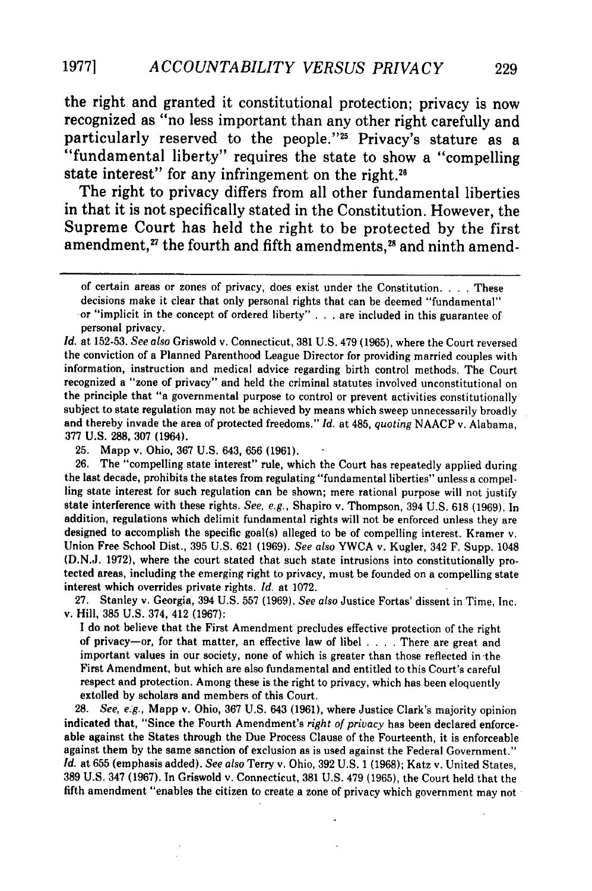the right and granted it constitutional protection; privacy is now recognized as "no less important than any other right carefully and particularly reserved to the people."[25] Privacy's stature as a "fundamental liberty" requires the state to show a "compelling state interest" for any infringement on the right.[26]

The right to privacy differs from all other fundamental liberties in that it is not specifically stated in the Constitution. However, the Supreme Court has held the right to be protected by the first amendment,[27] the fourth and fifth amendments,[28] and ninth amend-

---

of certain areas or zones of privacy, does exist under the Constitution. . . . These decisions make it clear that only personal rights that can be deemed "fundamental" or "implicit in the concept of ordered liberty" . . . are included in this guarantee of personal privacy.

*Id.* at 152-53. *See also* Griswold v. Connecticut, 381 U.S. 479 (1965), where the Court reversed the conviction of a Planned Parenthood League Director for providing married couples with information, instruction and medical advice regarding birth control methods. The Court recognized a "zone of privacy" and held the criminal statutes involved unconstitutional on the principle that "a governmental purpose to control or prevent activities constitutionally subject to state regulation may not be achieved by means which sweep unnecessarily broadly and thereby invade the area of protected freedoms." *Id.* at 485, *quoting* NAACP v. Alabama, 377 U.S. 288, 307 (1964).

25. Mapp v. Ohio, 367 U.S. 643, 656 (1961).

26. The "compelling state interest" rule, which the Court has repeatedly applied during the last decade, prohibits the states from regulating "fundamental liberties" unless a compelling state interest for such regulation can be shown; mere rational purpose will not justify state interference with these rights. *See, e.g.*, Shapiro v. Thompson, 394 U.S. 618 (1969). In addition, regulations which delimit fundamental rights will not be enforced unless they are designed to accomplish the specific goal(s) alleged to be of compelling interest. Kramer v. Union Free School Dist., 395 U.S. 621 (1969). *See also* YWCA v. Kugler, 342 F. Supp. 1048 (D.N.J. 1972), where the court stated that such state intrusions into constitutionally protected areas, including the emerging right to privacy, must be founded on a compelling state interest which overrides private rights. *Id.* at 1072.

27. Stanley v. Georgia, 394 U.S. 557 (1969). *See also* Justice Fortas' dissent in Time, Inc. v. Hill, 385 U.S. 374, 412 (1967):

> I do not believe that the First Amendment precludes effective protection of the right of privacy—or, for that matter, an effective law of libel . . . . There are great and important values in our society, none of which is greater than those reflected in the First Amendment, but which are also fundamental and entitled to this Court's careful respect and protection. Among these is the right to privacy, which has been eloquently extolled by scholars and members of this Court.

28. *See, e.g.*, Mapp v. Ohio, 367 U.S. 643 (1961), where Justice Clark's majority opinion indicated that, "Since the Fourth Amendment's *right of privacy* has been declared enforceable against the States through the Due Process Clause of the Fourteenth, it is enforceable against them by the same sanction of exclusion as is used against the Federal Government." *Id.* at 655 (emphasis added). *See also* Terry v. Ohio, 392 U.S. 1 (1968); Katz v. United States, 389 U.S. 347 (1967). In Griswold v. Connecticut, 381 U.S. 479 (1965), the Court held that the fifth amendment "enables the citizen to create a zone of privacy which government may not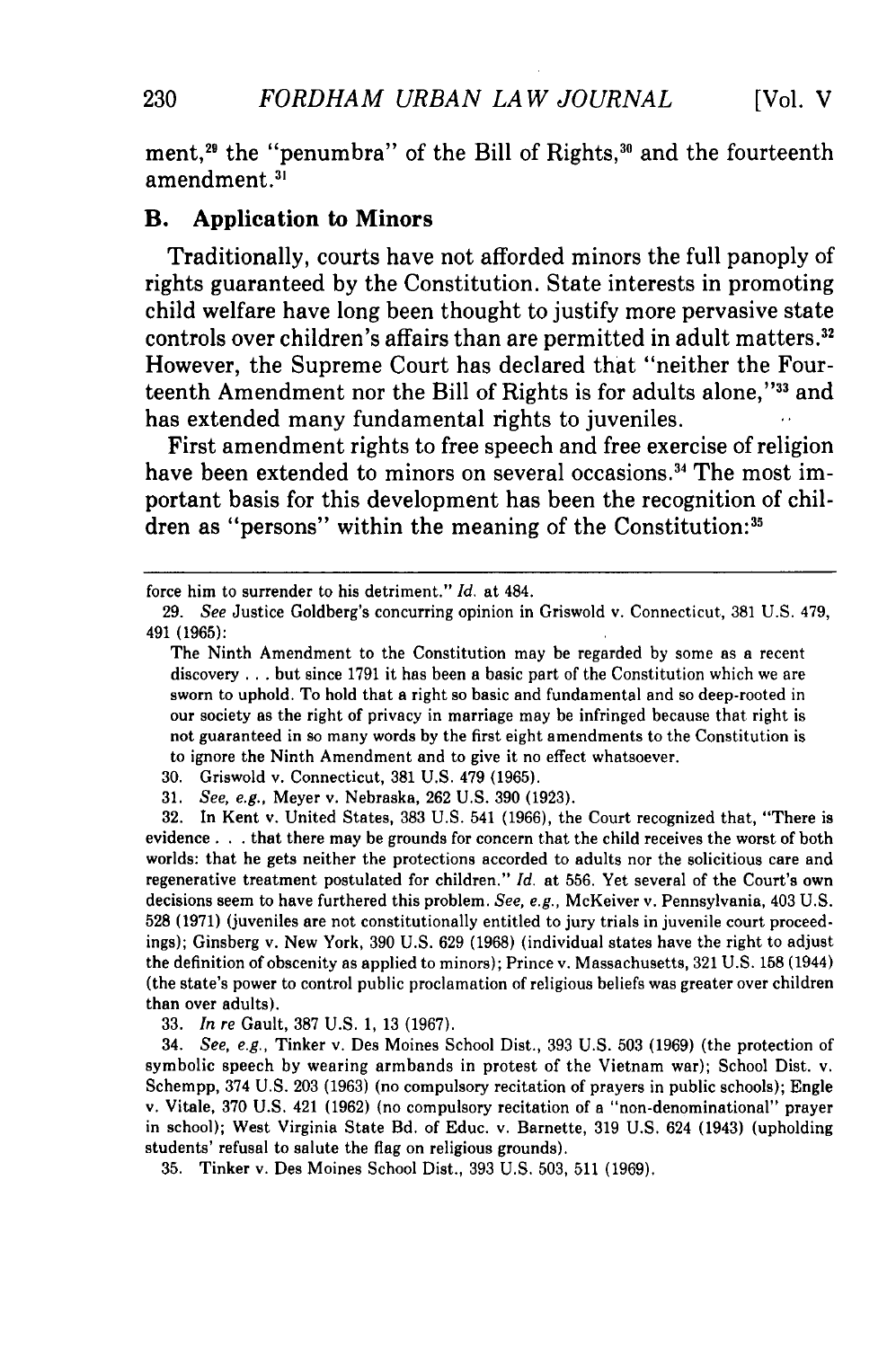ment,[29] the "penumbra" of the Bill of Rights,[30] and the fourteenth amendment.[31]

### B. Application to Minors

Traditionally, courts have not afforded minors the full panoply of rights guaranteed by the Constitution. State interests in promoting child welfare have long been thought to justify more pervasive state controls over children's affairs than are permitted in adult matters.[32] However, the Supreme Court has declared that "neither the Fourteenth Amendment nor the Bill of Rights is for adults alone,"[33] and has extended many fundamental rights to juveniles.

First amendment rights to free speech and free exercise of religion have been extended to minors on several occasions.[34] The most important basis for this development has been the recognition of children as "persons" within the meaning of the Constitution:[35]

---

force him to surrender to his detriment." *Id.* at 484.

29. *See* Justice Goldberg's concurring opinion in Griswold v. Connecticut, 381 U.S. 479, 491 (1965):

> The Ninth Amendment to the Constitution may be regarded by some as a recent discovery . . . but since 1791 it has been a basic part of the Constitution which we are sworn to uphold. To hold that a right so basic and fundamental and so deep-rooted in our society as the right of privacy in marriage may be infringed because that right is not guaranteed in so many words by the first eight amendments to the Constitution is to ignore the Ninth Amendment and to give it no effect whatsoever.

30. Griswold v. Connecticut, 381 U.S. 479 (1965).

31. *See, e.g.,* Meyer v. Nebraska, 262 U.S. 390 (1923).

32. In Kent v. United States, 383 U.S. 541 (1966), the Court recognized that, "There is evidence . . . that there may be grounds for concern that the child receives the worst of both worlds: that he gets neither the protections accorded to adults nor the solicitious care and regenerative treatment postulated for children." *Id.* at 556. Yet several of the Court's own decisions seem to have furthered this problem. *See, e.g.,* McKeiver v. Pennsylvania, 403 U.S. 528 (1971) (juveniles are not constitutionally entitled to jury trials in juvenile court proceedings); Ginsberg v. New York, 390 U.S. 629 (1968) (individual states have the right to adjust the definition of obscenity as applied to minors); Prince v. Massachusetts, 321 U.S. 158 (1944) (the state's power to control public proclamation of religious beliefs was greater over children than over adults).

33. *In re* Gault, 387 U.S. 1, 13 (1967).

34. *See, e.g.,* Tinker v. Des Moines School Dist., 393 U.S. 503 (1969) (the protection of symbolic speech by wearing armbands in protest of the Vietnam war); School Dist. v. Schempp, 374 U.S. 203 (1963) (no compulsory recitation of prayers in public schools); Engle v. Vitale, 370 U.S. 421 (1962) (no compulsory recitation of a "non-denominational" prayer in school); West Virginia State Bd. of Educ. v. Barnette, 319 U.S. 624 (1943) (upholding students' refusal to salute the flag on religious grounds).

35. Tinker v. Des Moines School Dist., 393 U.S. 503, 511 (1969).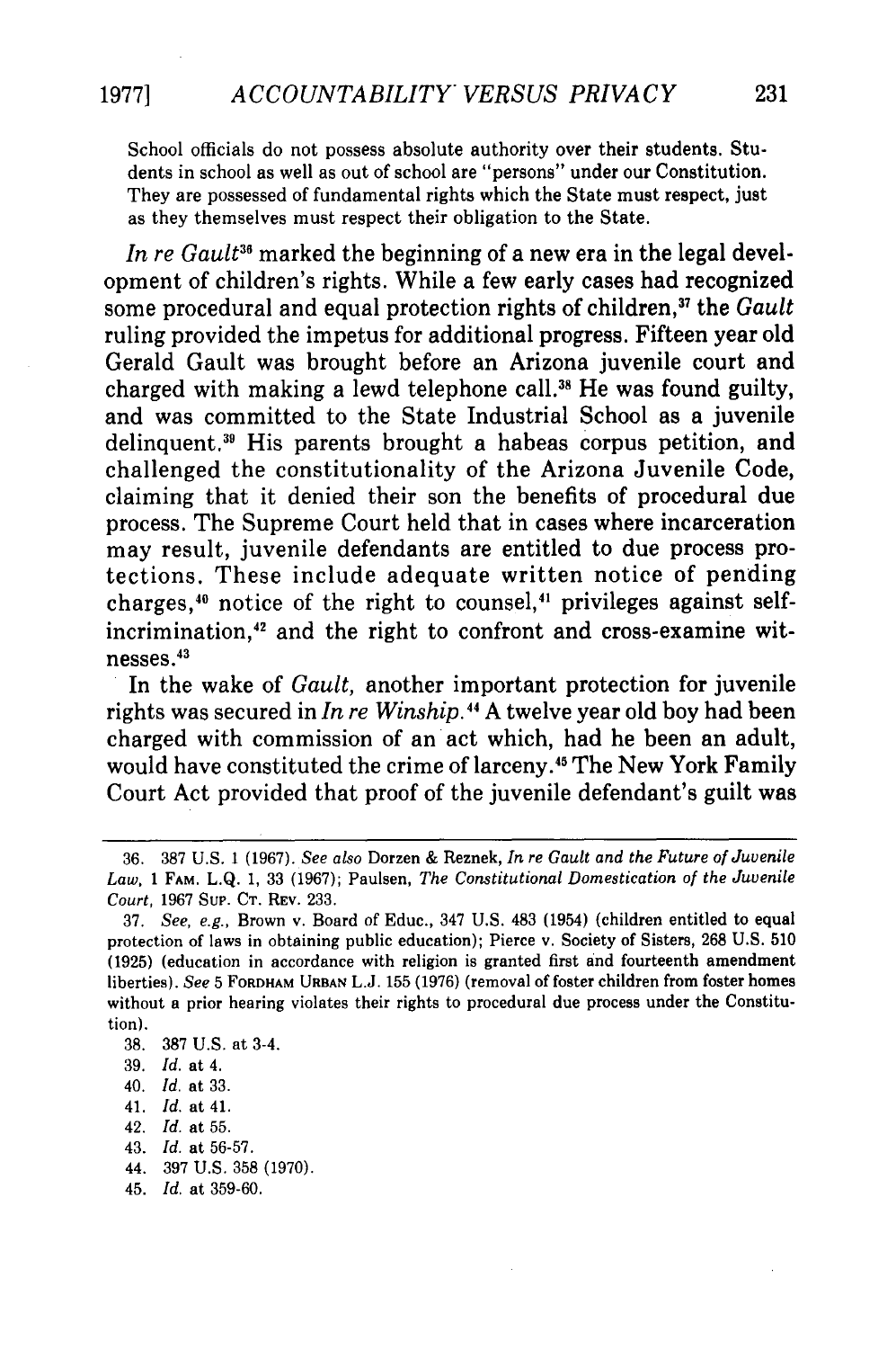School officials do not possess absolute authority over their students. Students in school as well as out of school are "persons" under our Constitution. They are possessed of fundamental rights which the State must respect, just as they themselves must respect their obligation to the State.

*In re Gault*[36] marked the beginning of a new era in the legal development of children's rights. While a few early cases had recognized some procedural and equal protection rights of children,[37] the *Gault* ruling provided the impetus for additional progress. Fifteen year old Gerald Gault was brought before an Arizona juvenile court and charged with making a lewd telephone call.[38] He was found guilty, and was committed to the State Industrial School as a juvenile delinquent.[39] His parents brought a habeas corpus petition, and challenged the constitutionality of the Arizona Juvenile Code, claiming that it denied their son the benefits of procedural due process. The Supreme Court held that in cases where incarceration may result, juvenile defendants are entitled to due process protections. These include adequate written notice of pending charges,[40] notice of the right to counsel,[41] privileges against self-incrimination,[42] and the right to confront and cross-examine witnesses.[43]

In the wake of *Gault*, another important protection for juvenile rights was secured in *In re Winship*.[44] A twelve year old boy had been charged with commission of an act which, had he been an adult, would have constituted the crime of larceny.[45] The New York Family Court Act provided that proof of the juvenile defendant's guilt was

---

36. 387 U.S. 1 (1967). *See also* Dorzen & Reznek, *In re Gault and the Future of Juvenile Law*, 1 FAM. L.Q. 1, 33 (1967); Paulsen, *The Constitutional Domestication of the Juvenile Court*, 1967 SUP. CT. REV. 233.

37. *See, e.g.*, Brown v. Board of Educ., 347 U.S. 483 (1954) (children entitled to equal protection of laws in obtaining public education); Pierce v. Society of Sisters, 268 U.S. 510 (1925) (education in accordance with religion is granted first and fourteenth amendment liberties). *See* 5 FORDHAM URBAN L.J. 155 (1976) (removal of foster children from foster homes without a prior hearing violates their rights to procedural due process under the Constitution).

38. 387 U.S. at 3-4.

39. *Id.* at 4.

40. *Id.* at 33.

41. *Id.* at 41.

42. *Id.* at 55.

43. *Id.* at 56-57.

44. 397 U.S. 358 (1970).

45. *Id.* at 359-60.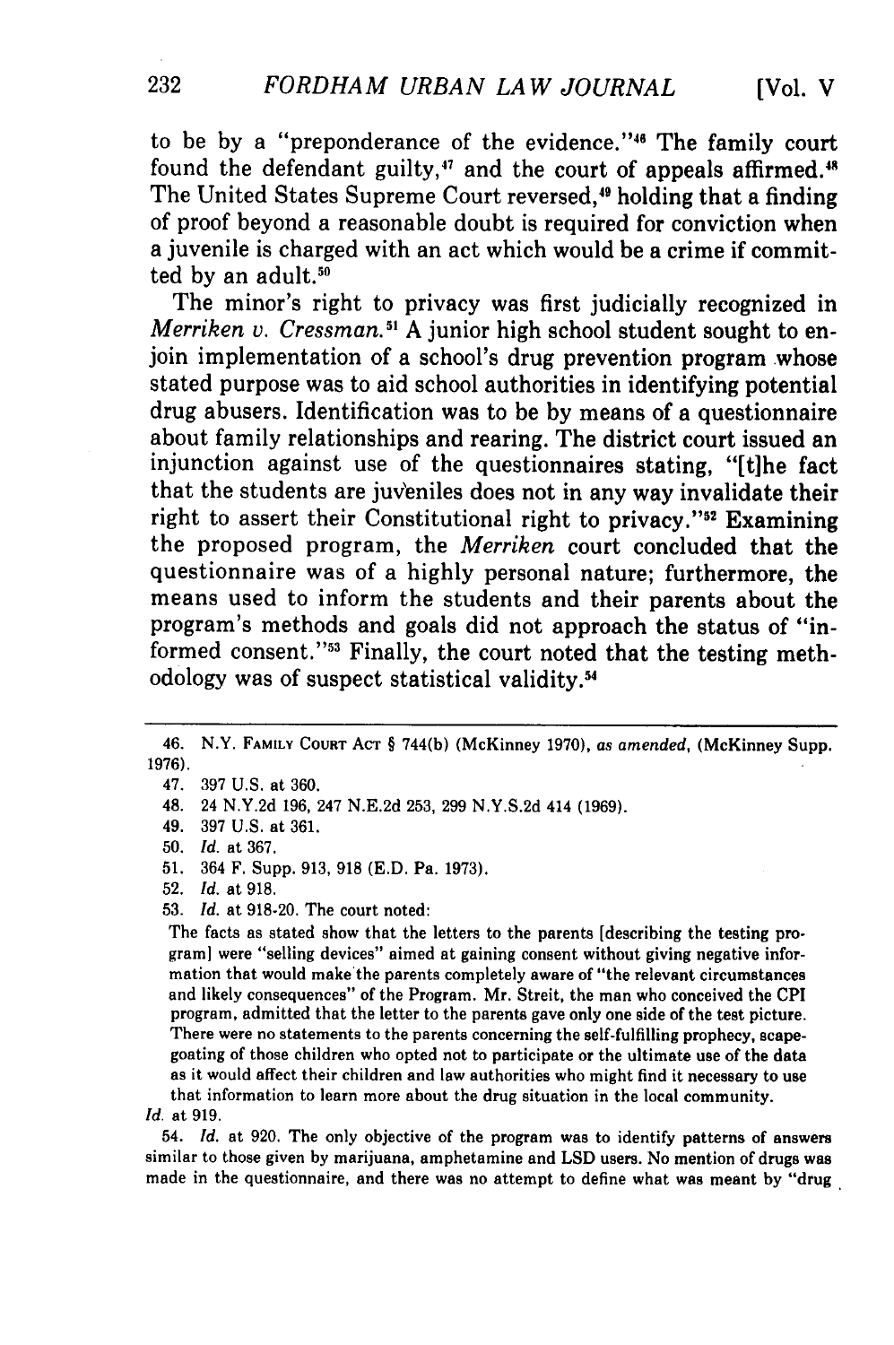to be by a "preponderance of the evidence."[46] The family court found the defendant guilty,[47] and the court of appeals affirmed.[48] The United States Supreme Court reversed,[49] holding that a finding of proof beyond a reasonable doubt is required for conviction when a juvenile is charged with an act which would be a crime if committed by an adult.[50]

The minor's right to privacy was first judicially recognized in *Merriken v. Cressman.*[51] A junior high school student sought to enjoin implementation of a school's drug prevention program whose stated purpose was to aid school authorities in identifying potential drug abusers. Identification was to be by means of a questionnaire about family relationships and rearing. The district court issued an injunction against use of the questionnaires stating, "[t]he fact that the students are juveniles does not in any way invalidate their right to assert their Constitutional right to privacy."[52] Examining the proposed program, the *Merriken* court concluded that the questionnaire was of a highly personal nature; furthermore, the means used to inform the students and their parents about the program's methods and goals did not approach the status of "informed consent."[53] Finally, the court noted that the testing methodology was of suspect statistical validity.[54]

---

46. N.Y. FAMILY COURT ACT § 744(b) (McKinney 1970), *as amended*, (McKinney Supp. 1976).
47. 397 U.S. at 360.
48. 24 N.Y.2d 196, 247 N.E.2d 253, 299 N.Y.S.2d 414 (1969).
49. 397 U.S. at 361.
50. *Id.* at 367.
51. 364 F. Supp. 913, 918 (E.D. Pa. 1973).
52. *Id.* at 918.
53. *Id.* at 918-20. The court noted:

The facts as stated show that the letters to the parents [describing the testing program] were "selling devices" aimed at gaining consent without giving negative information that would make the parents completely aware of "the relevant circumstances and likely consequences" of the Program. Mr. Streit, the man who conceived the CPI program, admitted that the letter to the parents gave only one side of the test picture. There were no statements to the parents concerning the self-fulfilling prophecy, scapegoating of those children who opted not to participate or the ultimate use of the data as it would affect their children and law authorities who might find it necessary to use that information to learn more about the drug situation in the local community.

*Id.* at 919.

54. *Id.* at 920. The only objective of the program was to identify patterns of answers similar to those given by marijuana, amphetamine and LSD users. No mention of drugs was made in the questionnaire, and there was no attempt to define what was meant by "drug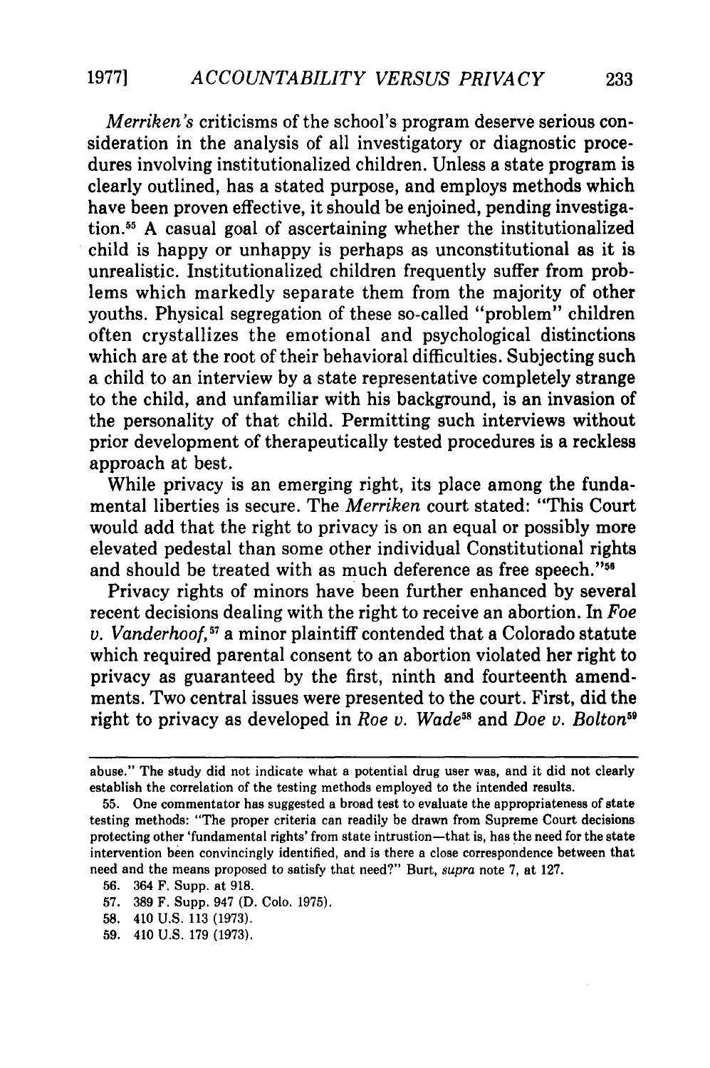*Merriken's* criticisms of the school's program deserve serious consideration in the analysis of all investigatory or diagnostic procedures involving institutionalized children. Unless a state program is clearly outlined, has a stated purpose, and employs methods which have been proven effective, it should be enjoined, pending investigation.[55] A casual goal of ascertaining whether the institutionalized child is happy or unhappy is perhaps as unconstitutional as it is unrealistic. Institutionalized children frequently suffer from problems which markedly separate them from the majority of other youths. Physical segregation of these so-called "problem" children often crystallizes the emotional and psychological distinctions which are at the root of their behavioral difficulties. Subjecting such a child to an interview by a state representative completely strange to the child, and unfamiliar with his background, is an invasion of the personality of that child. Permitting such interviews without prior development of therapeutically tested procedures is a reckless approach at best.

While privacy is an emerging right, its place among the fundamental liberties is secure. The *Merriken* court stated: "This Court would add that the right to privacy is on an equal or possibly more elevated pedestal than some other individual Constitutional rights and should be treated with as much deference as free speech."[56]

Privacy rights of minors have been further enhanced by several recent decisions dealing with the right to receive an abortion. In *Foe v. Vanderhoof*,[57] a minor plaintiff contended that a Colorado statute which required parental consent to an abortion violated her right to privacy as guaranteed by the first, ninth and fourteenth amendments. Two central issues were presented to the court. First, did the right to privacy as developed in *Roe v. Wade*[58] and *Doe v. Bolton*[59]

---

abuse." The study did not indicate what a potential drug user was, and it did not clearly establish the correlation of the testing methods employed to the intended results.

55. One commentator has suggested a broad test to evaluate the appropriateness of state testing methods: "The proper criteria can readily be drawn from Supreme Court decisions protecting other 'fundamental rights' from state intrusion—that is, has the need for the state intervention been convincingly identified, and is there a close correspondence between that need and the means proposed to satisfy that need?" Burt, *supra* note 7, at 127.

56. 364 F. Supp. at 918.

57. 389 F. Supp. 947 (D. Colo. 1975).

58. 410 U.S. 113 (1973).

59. 410 U.S. 179 (1973).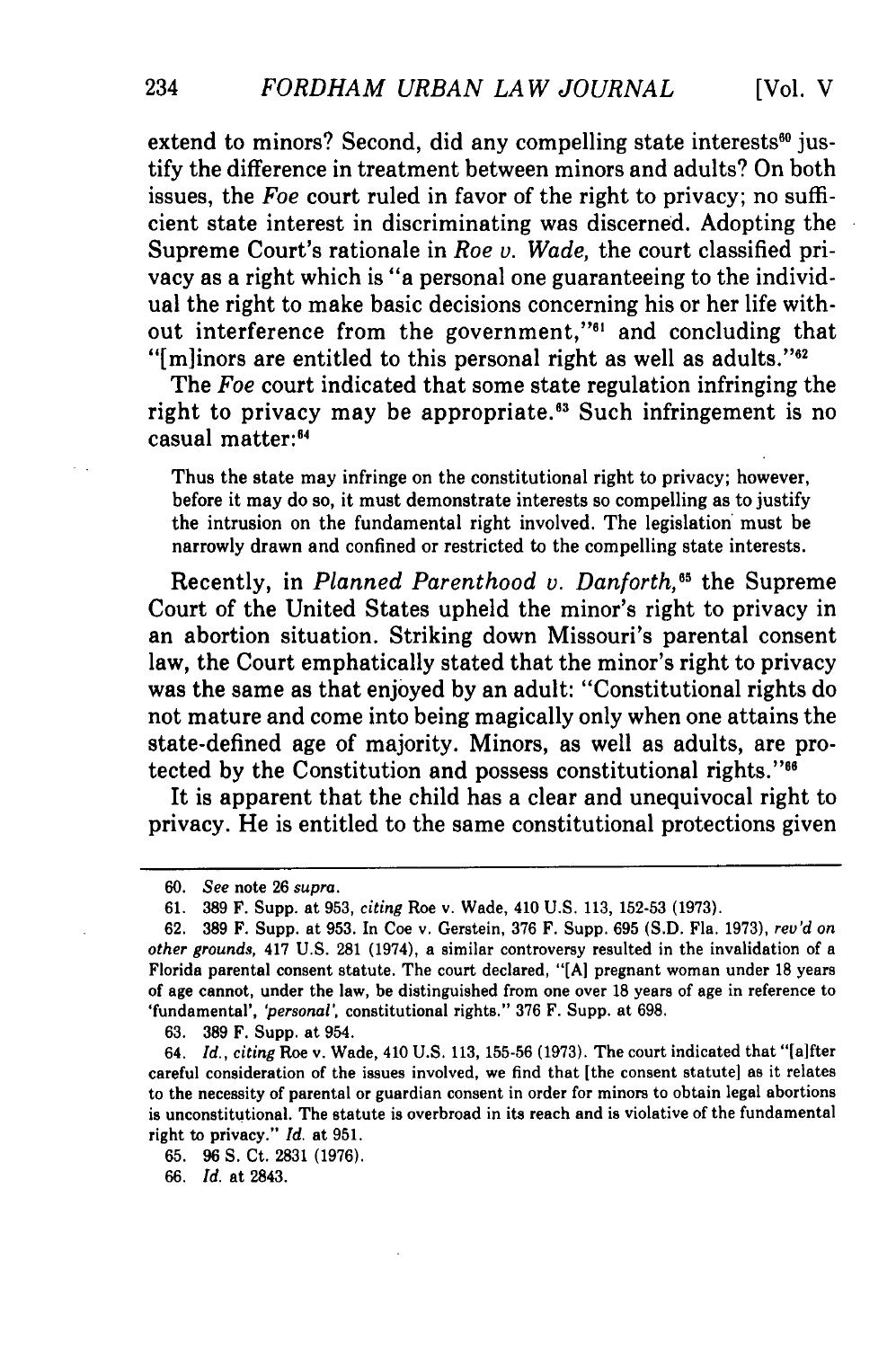extend to minors? Second, did any compelling state interests[60] justify the difference in treatment between minors and adults? On both issues, the *Foe* court ruled in favor of the right to privacy; no sufficient state interest in discriminating was discerned. Adopting the Supreme Court's rationale in *Roe v. Wade,* the court classified privacy as a right which is "a personal one guaranteeing to the individual the right to make basic decisions concerning his or her life without interference from the government,"[61] and concluding that "[m]inors are entitled to this personal right as well as adults."[62]

The *Foe* court indicated that some state regulation infringing the right to privacy may be appropriate.[63] Such infringement is no casual matter:[64]

> Thus the state may infringe on the constitutional right to privacy; however, before it may do so, it must demonstrate interests so compelling as to justify the intrusion on the fundamental right involved. The legislation must be narrowly drawn and confined or restricted to the compelling state interests.

Recently, in *Planned Parenthood v. Danforth,*[65] the Supreme Court of the United States upheld the minor's right to privacy in an abortion situation. Striking down Missouri's parental consent law, the Court emphatically stated that the minor's right to privacy was the same as that enjoyed by an adult: "Constitutional rights do not mature and come into being magically only when one attains the state-defined age of majority. Minors, as well as adults, are protected by the Constitution and possess constitutional rights."[66]

It is apparent that the child has a clear and unequivocal right to privacy. He is entitled to the same constitutional protections given

---

60. *See* note 26 *supra.*

61. 389 F. Supp. at 953, *citing* Roe v. Wade, 410 U.S. 113, 152-53 (1973).

62. 389 F. Supp. at 953. In Coe v. Gerstein, 376 F. Supp. 695 (S.D. Fla. 1973), *rev'd on other grounds,* 417 U.S. 281 (1974), a similar controversy resulted in the invalidation of a Florida parental consent statute. The court declared, "[A] pregnant woman under 18 years of age cannot, under the law, be distinguished from one over 18 years of age in reference to 'fundamental', *'personal'*, constitutional rights." 376 F. Supp. at 698.

63. 389 F. Supp. at 954.

64. *Id., citing* Roe v. Wade, 410 U.S. 113, 155-56 (1973). The court indicated that "[a]fter careful consideration of the issues involved, we find that [the consent statute] as it relates to the necessity of parental or guardian consent in order for minors to obtain legal abortions is unconstitutional. The statute is overbroad in its reach and is violative of the fundamental right to privacy." *Id.* at 951.

65. 96 S. Ct. 2831 (1976).

66. *Id.* at 2843.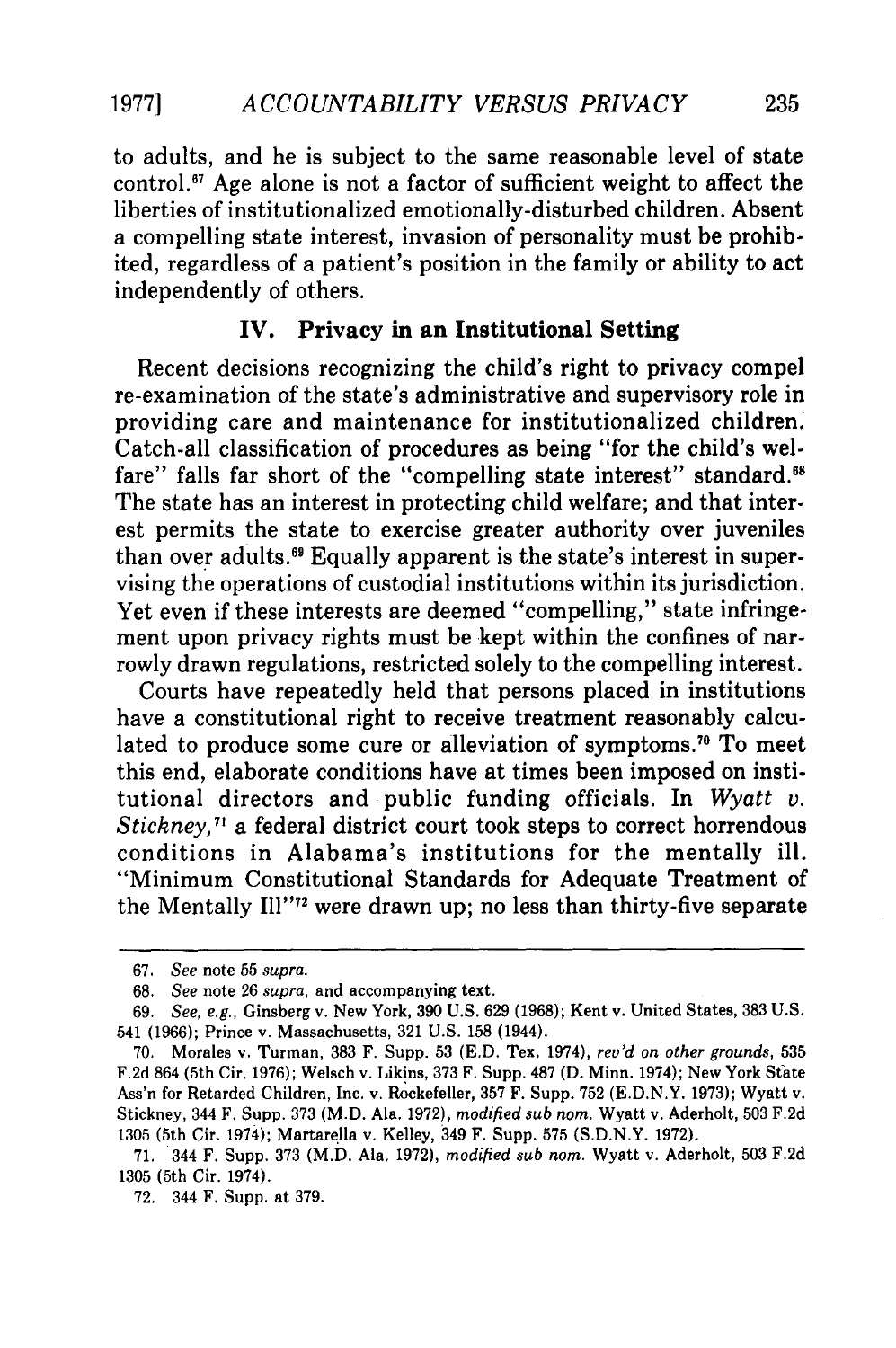to adults, and he is subject to the same reasonable level of state control.[67] Age alone is not a factor of sufficient weight to affect the liberties of institutionalized emotionally-disturbed children. Absent a compelling state interest, invasion of personality must be prohibited, regardless of a patient's position in the family or ability to act independently of others.

## IV. Privacy in an Institutional Setting

Recent decisions recognizing the child's right to privacy compel re-examination of the state's administrative and supervisory role in providing care and maintenance for institutionalized children. Catch-all classification of procedures as being "for the child's welfare" falls far short of the "compelling state interest" standard.[68] The state has an interest in protecting child welfare; and that interest permits the state to exercise greater authority over juveniles than over adults.[69] Equally apparent is the state's interest in supervising the operations of custodial institutions within its jurisdiction. Yet even if these interests are deemed "compelling," state infringement upon privacy rights must be kept within the confines of narrowly drawn regulations, restricted solely to the compelling interest.

Courts have repeatedly held that persons placed in institutions have a constitutional right to receive treatment reasonably calculated to produce some cure or alleviation of symptoms.[70] To meet this end, elaborate conditions have at times been imposed on institutional directors and public funding officials. In *Wyatt v. Stickney*,[71] a federal district court took steps to correct horrendous conditions in Alabama's institutions for the mentally ill. "Minimum Constitutional Standards for Adequate Treatment of the Mentally Ill"[72] were drawn up; no less than thirty-five separate

---

67. *See* note 55 *supra*.

68. *See* note 26 *supra*, and accompanying text.

69. *See, e.g.*, Ginsberg v. New York, 390 U.S. 629 (1968); Kent v. United States, 383 U.S. 541 (1966); Prince v. Massachusetts, 321 U.S. 158 (1944).

70. Morales v. Turman, 383 F. Supp. 53 (E.D. Tex. 1974), *rev'd on other grounds*, 535 F.2d 864 (5th Cir. 1976); Welsch v. Likins, 373 F. Supp. 487 (D. Minn. 1974); New York State Ass'n for Retarded Children, Inc. v. Rockefeller, 357 F. Supp. 752 (E.D.N.Y. 1973); Wyatt v. Stickney, 344 F. Supp. 373 (M.D. Ala. 1972), *modified sub nom.* Wyatt v. Aderholt, 503 F.2d 1305 (5th Cir. 1974); Martarella v. Kelley, 349 F. Supp. 575 (S.D.N.Y. 1972).

71. 344 F. Supp. 373 (M.D. Ala. 1972), *modified sub nom.* Wyatt v. Aderholt, 503 F.2d 1305 (5th Cir. 1974).

72. 344 F. Supp. at 379.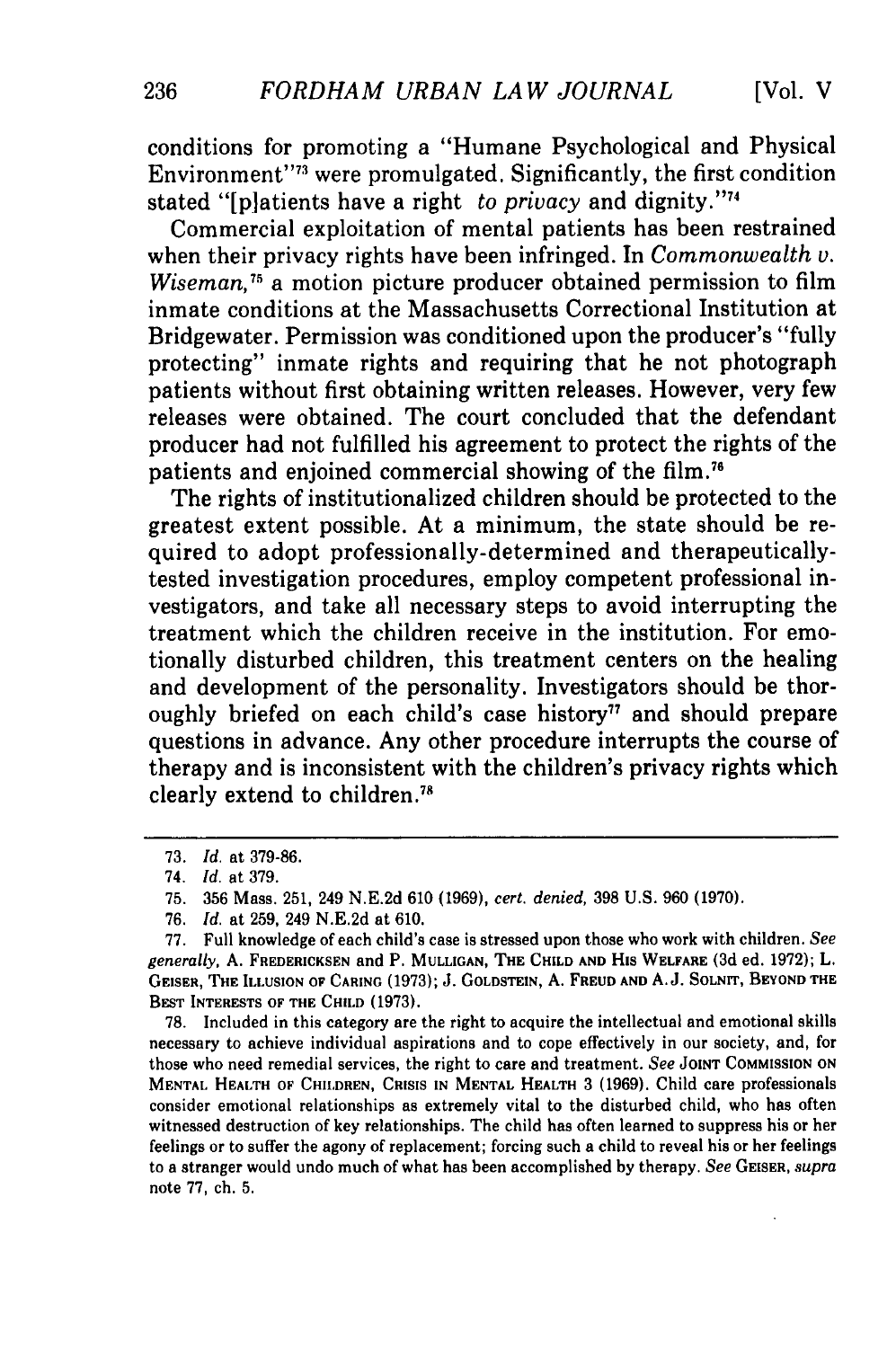conditions for promoting a "Humane Psychological and Physical Environment"[73] were promulgated. Significantly, the first condition stated "[p]atients have a right *to privacy* and dignity."[74]

Commercial exploitation of mental patients has been restrained when their privacy rights have been infringed. In *Commonwealth v. Wiseman*,[75] a motion picture producer obtained permission to film inmate conditions at the Massachusetts Correctional Institution at Bridgewater. Permission was conditioned upon the producer's "fully protecting" inmate rights and requiring that he not photograph patients without first obtaining written releases. However, very few releases were obtained. The court concluded that the defendant producer had not fulfilled his agreement to protect the rights of the patients and enjoined commercial showing of the film.[76]

The rights of institutionalized children should be protected to the greatest extent possible. At a minimum, the state should be required to adopt professionally-determined and therapeutically-tested investigation procedures, employ competent professional investigators, and take all necessary steps to avoid interrupting the treatment which the children receive in the institution. For emotionally disturbed children, this treatment centers on the healing and development of the personality. Investigators should be thoroughly briefed on each child's case history[77] and should prepare questions in advance. Any other procedure interrupts the course of therapy and is inconsistent with the children's privacy rights which clearly extend to children.[78]

---

73. *Id.* at 379-86.

74. *Id.* at 379.

75. 356 Mass. 251, 249 N.E.2d 610 (1969), *cert. denied*, 398 U.S. 960 (1970).

76. *Id.* at 259, 249 N.E.2d at 610.

77. Full knowledge of each child's case is stressed upon those who work with children. *See generally*, A. FREDERICKSEN and P. MULLIGAN, THE CHILD AND HIS WELFARE (3d ed. 1972); L. GEISER, THE ILLUSION OF CARING (1973); J. GOLDSTEIN, A. FREUD AND A.J. SOLNIT, BEYOND THE BEST INTERESTS OF THE CHILD (1973).

78. Included in this category are the right to acquire the intellectual and emotional skills necessary to achieve individual aspirations and to cope effectively in our society, and, for those who need remedial services, the right to care and treatment. *See* JOINT COMMISSION ON MENTAL HEALTH OF CHILDREN, CRISIS IN MENTAL HEALTH 3 (1969). Child care professionals consider emotional relationships as extremely vital to the disturbed child, who has often witnessed destruction of key relationships. The child has often learned to suppress his or her feelings or to suffer the agony of replacement; forcing such a child to reveal his or her feelings to a stranger would undo much of what has been accomplished by therapy. *See* GEISER, *supra* note 77, ch. 5.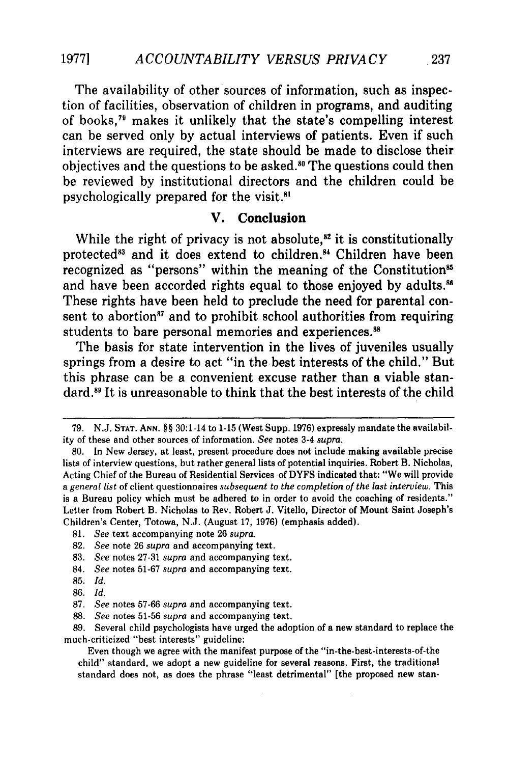The availability of other sources of information, such as inspection of facilities, observation of children in programs, and auditing of books,[79] makes it unlikely that the state's compelling interest can be served only by actual interviews of patients. Even if such interviews are required, the state should be made to disclose their objectives and the questions to be asked.[80] The questions could then be reviewed by institutional directors and the children could be psychologically prepared for the visit.[81]

## V. Conclusion

While the right of privacy is not absolute,[82] it is constitutionally protected[83] and it does extend to children.[84] Children have been recognized as "persons" within the meaning of the Constitution[85] and have been accorded rights equal to those enjoyed by adults.[86] These rights have been held to preclude the need for parental consent to abortion[87] and to prohibit school authorities from requiring students to bare personal memories and experiences.[88]

The basis for state intervention in the lives of juveniles usually springs from a desire to act "in the best interests of the child." But this phrase can be a convenient excuse rather than a viable standard.[89] It is unreasonable to think that the best interests of the child

---

79. N.J. STAT. ANN. §§ 30:1-14 to 1-15 (West Supp. 1976) expressly mandate the availability of these and other sources of information. *See* notes 3-4 *supra*.

80. In New Jersey, at least, present procedure does not include making available precise lists of interview questions, but rather general lists of potential inquiries. Robert B. Nicholas, Acting Chief of the Bureau of Residential Services of DYFS indicated that: "We will provide a *general list* of client questionnaires *subsequent to the completion of the last interview*. This is a Bureau policy which must be adhered to in order to avoid the coaching of residents." Letter from Robert B. Nicholas to Rev. Robert J. Vitello, Director of Mount Saint Joseph's Children's Center, Totowa, N.J. (August 17, 1976) (emphasis added).

81. *See* text accompanying note 26 *supra*.

82. *See* note 26 *supra* and accompanying text.

83. *See* notes 27-31 *supra* and accompanying text.

84. *See* notes 51-67 *supra* and accompanying text.

85. *Id.*

86. *Id.*

87. *See* notes 57-66 *supra* and accompanying text.

88. *See* notes 51-56 *supra* and accompanying text.

89. Several child psychologists have urged the adoption of a new standard to replace the much-criticized "best interests" guideline:

> Even though we agree with the manifest purpose of the "in-the-best-interests-of-the child" standard, we adopt a new guideline for several reasons. First, the traditional standard does not, as does the phrase "least detrimental" [the proposed new stan-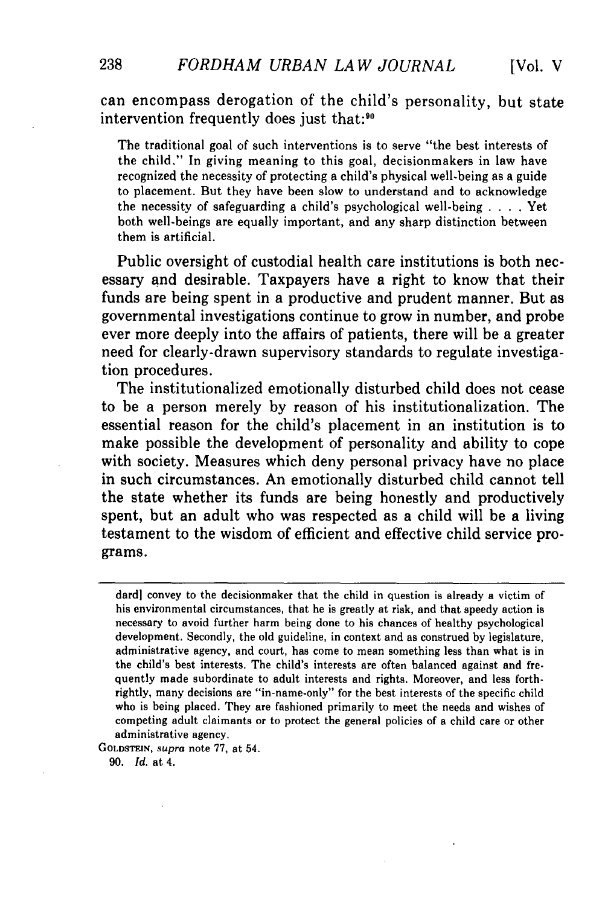can encompass derogation of the child's personality, but state intervention frequently does just that:[90]

> The traditional goal of such interventions is to serve "the best interests of the child." In giving meaning to this goal, decisionmakers in law have recognized the necessity of protecting a child's physical well-being as a guide to placement. But they have been slow to understand and to acknowledge the necessity of safeguarding a child's psychological well-being . . . . Yet both well-beings are equally important, and any sharp distinction between them is artificial.

Public oversight of custodial health care institutions is both necessary and desirable. Taxpayers have a right to know that their funds are being spent in a productive and prudent manner. But as governmental investigations continue to grow in number, and probe ever more deeply into the affairs of patients, there will be a greater need for clearly-drawn supervisory standards to regulate investigation procedures.

The institutionalized emotionally disturbed child does not cease to be a person merely by reason of his institutionalization. The essential reason for the child's placement in an institution is to make possible the development of personality and ability to cope with society. Measures which deny personal privacy have no place in such circumstances. An emotionally disturbed child cannot tell the state whether its funds are being honestly and productively spent, but an adult who was respected as a child will be a living testament to the wisdom of efficient and effective child service programs.

---

dard] convey to the decisionmaker that the child in question is already a victim of his environmental circumstances, that he is greatly at risk, and that speedy action is necessary to avoid further harm being done to his chances of healthy psychological development. Secondly, the old guideline, in context and as construed by legislature, administrative agency, and court, has come to mean something less than what is in the child's best interests. The child's interests are often balanced against and frequently made subordinate to adult interests and rights. Moreover, and less forthrightly, many decisions are "in-name-only" for the best interests of the specific child who is being placed. They are fashioned primarily to meet the needs and wishes of competing adult claimants or to protect the general policies of a child care or other administrative agency.

GOLDSTEIN, *supra* note 77, at 54.

90. *Id.* at 4.